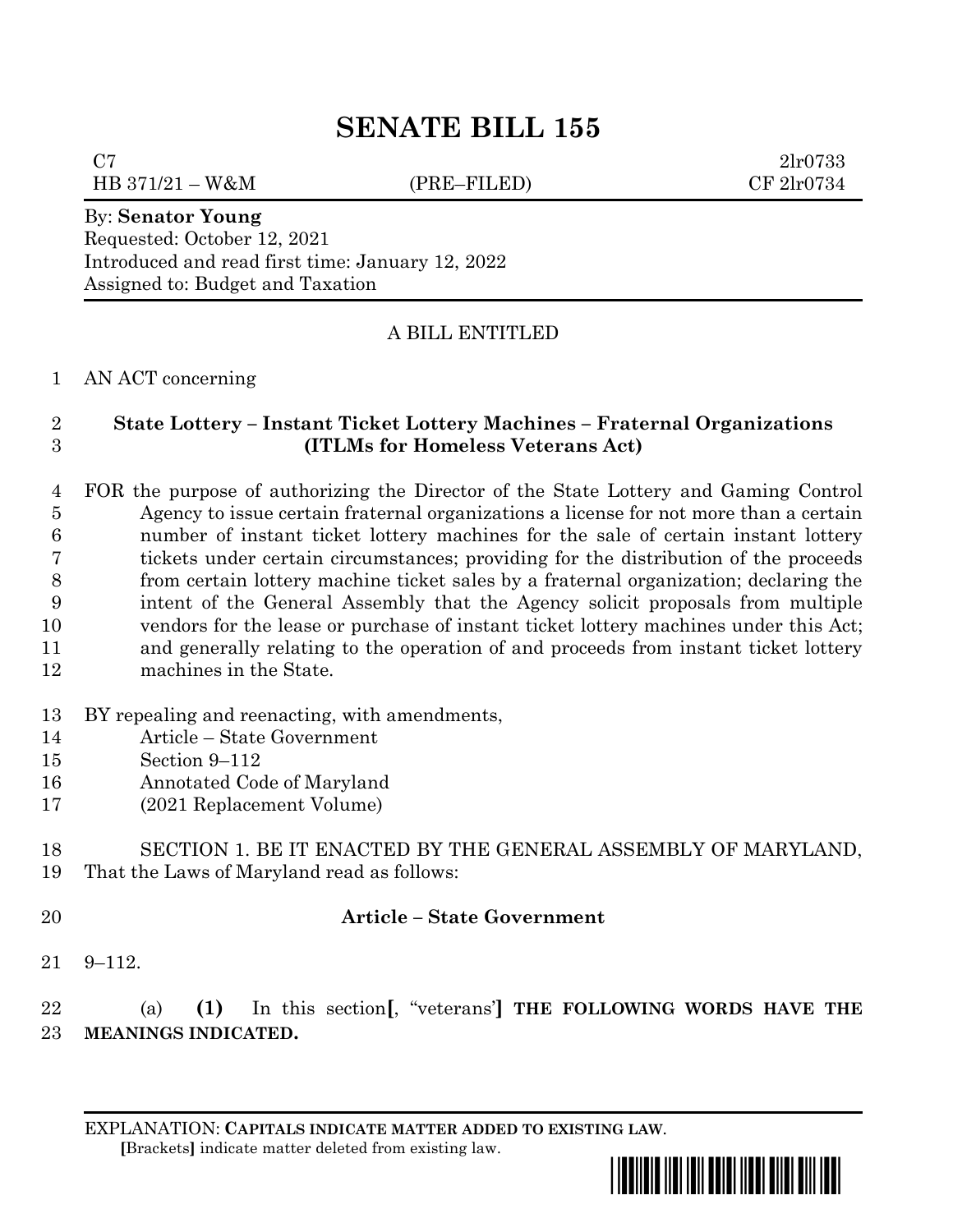# SENATE BILL 155

C7 2lr0733
HB 371/21 – W&M (PRE–FILED) CF 2lr0734

By: **Senator Young**
Requested: October 12, 2021
Introduced and read first time: January 12, 2022
Assigned to: Budget and Taxation

A BILL ENTITLED

1 AN ACT concerning

2 **State Lottery – Instant Ticket Lottery Machines – Fraternal Organizations**
3 **(ITLMs for Homeless Veterans Act)**

4 FOR the purpose of authorizing the Director of the State Lottery and Gaming Control
5 Agency to issue certain fraternal organizations a license for not more than a certain
6 number of instant ticket lottery machines for the sale of certain instant lottery
7 tickets under certain circumstances; providing for the distribution of the proceeds
8 from certain lottery machine ticket sales by a fraternal organization; declaring the
9 intent of the General Assembly that the Agency solicit proposals from multiple
10 vendors for the lease or purchase of instant ticket lottery machines under this Act;
11 and generally relating to the operation of and proceeds from instant ticket lottery
12 machines in the State.

13 BY repealing and reenacting, with amendments,
14 Article – State Government
15 Section 9–112
16 Annotated Code of Maryland
17 (2021 Replacement Volume)

18 SECTION 1. BE IT ENACTED BY THE GENERAL ASSEMBLY OF MARYLAND,
19 That the Laws of Maryland read as follows:

20 **Article – State Government**

21 9–112.

22 (a) **(1)** In this section**[**, "veterans'**]** **THE FOLLOWING WORDS HAVE THE**
23 **MEANINGS INDICATED.**

EXPLANATION: **CAPITALS INDICATE MATTER ADDED TO EXISTING LAW.**
**[**Brackets**]** indicate matter deleted from existing law.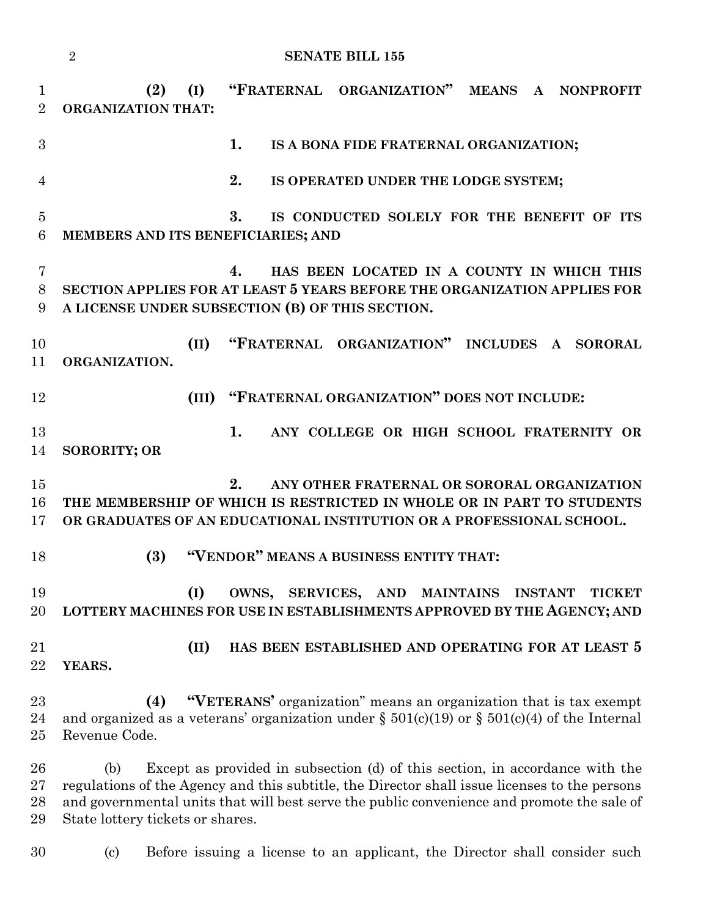**(2) (I) "FRATERNAL ORGANIZATION" MEANS A NONPROFIT ORGANIZATION THAT:**

**1. IS A BONA FIDE FRATERNAL ORGANIZATION;**

**2. IS OPERATED UNDER THE LODGE SYSTEM;**

**3. IS CONDUCTED SOLELY FOR THE BENEFIT OF ITS MEMBERS AND ITS BENEFICIARIES; AND**

**4. HAS BEEN LOCATED IN A COUNTY IN WHICH THIS SECTION APPLIES FOR AT LEAST 5 YEARS BEFORE THE ORGANIZATION APPLIES FOR A LICENSE UNDER SUBSECTION (B) OF THIS SECTION.**

**(II) "FRATERNAL ORGANIZATION" INCLUDES A SORORAL ORGANIZATION.**

**(III) "FRATERNAL ORGANIZATION" DOES NOT INCLUDE:**

**1. ANY COLLEGE OR HIGH SCHOOL FRATERNITY OR SORORITY; OR**

**2. ANY OTHER FRATERNAL OR SORORAL ORGANIZATION THE MEMBERSHIP OF WHICH IS RESTRICTED IN WHOLE OR IN PART TO STUDENTS OR GRADUATES OF AN EDUCATIONAL INSTITUTION OR A PROFESSIONAL SCHOOL.**

**(3) "VENDOR" MEANS A BUSINESS ENTITY THAT:**

**(I) OWNS, SERVICES, AND MAINTAINS INSTANT TICKET LOTTERY MACHINES FOR USE IN ESTABLISHMENTS APPROVED BY THE AGENCY; AND**

**(II) HAS BEEN ESTABLISHED AND OPERATING FOR AT LEAST 5 YEARS.**

**(4) "VETERANS'** organization" means an organization that is tax exempt and organized as a veterans' organization under § 501(c)(19) or § 501(c)(4) of the Internal Revenue Code.

(b) Except as provided in subsection (d) of this section, in accordance with the regulations of the Agency and this subtitle, the Director shall issue licenses to the persons and governmental units that will best serve the public convenience and promote the sale of State lottery tickets or shares.

(c) Before issuing a license to an applicant, the Director shall consider such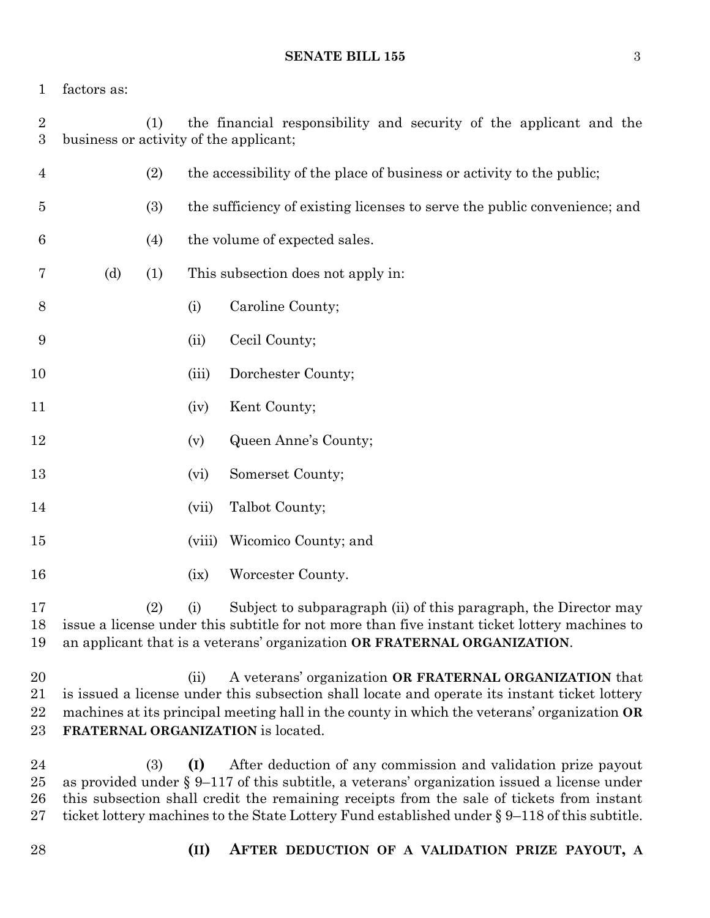factors as:

(1) the financial responsibility and security of the applicant and the business or activity of the applicant;

(2) the accessibility of the place of business or activity to the public;

(3) the sufficiency of existing licenses to serve the public convenience; and

(4) the volume of expected sales.

(d) (1) This subsection does not apply in:

(i) Caroline County;

(ii) Cecil County;

(iii) Dorchester County;

(iv) Kent County;

(v) Queen Anne's County;

(vi) Somerset County;

(vii) Talbot County;

(viii) Wicomico County; and

(ix) Worcester County.

(2) (i) Subject to subparagraph (ii) of this paragraph, the Director may issue a license under this subtitle for not more than five instant ticket lottery machines to an applicant that is a veterans' organization **OR FRATERNAL ORGANIZATION**.

(ii) A veterans' organization **OR FRATERNAL ORGANIZATION** that is issued a license under this subsection shall locate and operate its instant ticket lottery machines at its principal meeting hall in the county in which the veterans' organization **OR FRATERNAL ORGANIZATION** is located.

(3) **(I)** After deduction of any commission and validation prize payout as provided under § 9–117 of this subtitle, a veterans' organization issued a license under this subsection shall credit the remaining receipts from the sale of tickets from instant ticket lottery machines to the State Lottery Fund established under § 9–118 of this subtitle.

**(II) AFTER DEDUCTION OF A VALIDATION PRIZE PAYOUT, A**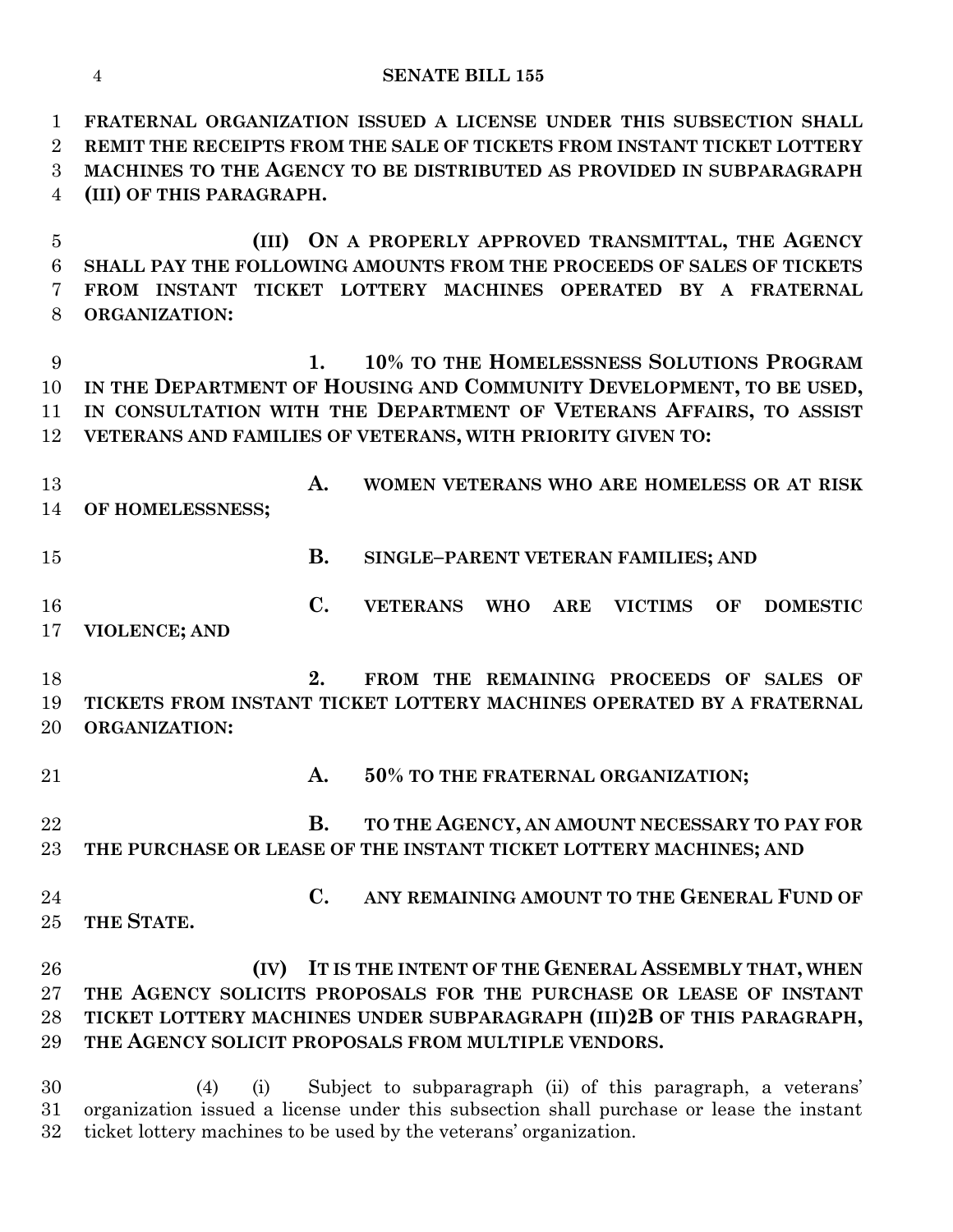**FRATERNAL ORGANIZATION ISSUED A LICENSE UNDER THIS SUBSECTION SHALL REMIT THE RECEIPTS FROM THE SALE OF TICKETS FROM INSTANT TICKET LOTTERY MACHINES TO THE AGENCY TO BE DISTRIBUTED AS PROVIDED IN SUBPARAGRAPH (III) OF THIS PARAGRAPH.**

**(III) ON A PROPERLY APPROVED TRANSMITTAL, THE AGENCY SHALL PAY THE FOLLOWING AMOUNTS FROM THE PROCEEDS OF SALES OF TICKETS FROM INSTANT TICKET LOTTERY MACHINES OPERATED BY A FRATERNAL ORGANIZATION:**

**1. 10% TO THE HOMELESSNESS SOLUTIONS PROGRAM IN THE DEPARTMENT OF HOUSING AND COMMUNITY DEVELOPMENT, TO BE USED, IN CONSULTATION WITH THE DEPARTMENT OF VETERANS AFFAIRS, TO ASSIST VETERANS AND FAMILIES OF VETERANS, WITH PRIORITY GIVEN TO:**

**A. WOMEN VETERANS WHO ARE HOMELESS OR AT RISK OF HOMELESSNESS;**

**B. SINGLE–PARENT VETERAN FAMILIES; AND**

**C. VETERANS WHO ARE VICTIMS OF DOMESTIC VIOLENCE; AND**

**2. FROM THE REMAINING PROCEEDS OF SALES OF TICKETS FROM INSTANT TICKET LOTTERY MACHINES OPERATED BY A FRATERNAL ORGANIZATION:**

**A. 50% TO THE FRATERNAL ORGANIZATION;**

**B. TO THE AGENCY, AN AMOUNT NECESSARY TO PAY FOR THE PURCHASE OR LEASE OF THE INSTANT TICKET LOTTERY MACHINES; AND**

**C. ANY REMAINING AMOUNT TO THE GENERAL FUND OF THE STATE.**

**(IV) IT IS THE INTENT OF THE GENERAL ASSEMBLY THAT, WHEN THE AGENCY SOLICITS PROPOSALS FOR THE PURCHASE OR LEASE OF INSTANT TICKET LOTTERY MACHINES UNDER SUBPARAGRAPH (III)2B OF THIS PARAGRAPH, THE AGENCY SOLICIT PROPOSALS FROM MULTIPLE VENDORS.**

(4) (i) Subject to subparagraph (ii) of this paragraph, a veterans' organization issued a license under this subsection shall purchase or lease the instant ticket lottery machines to be used by the veterans' organization.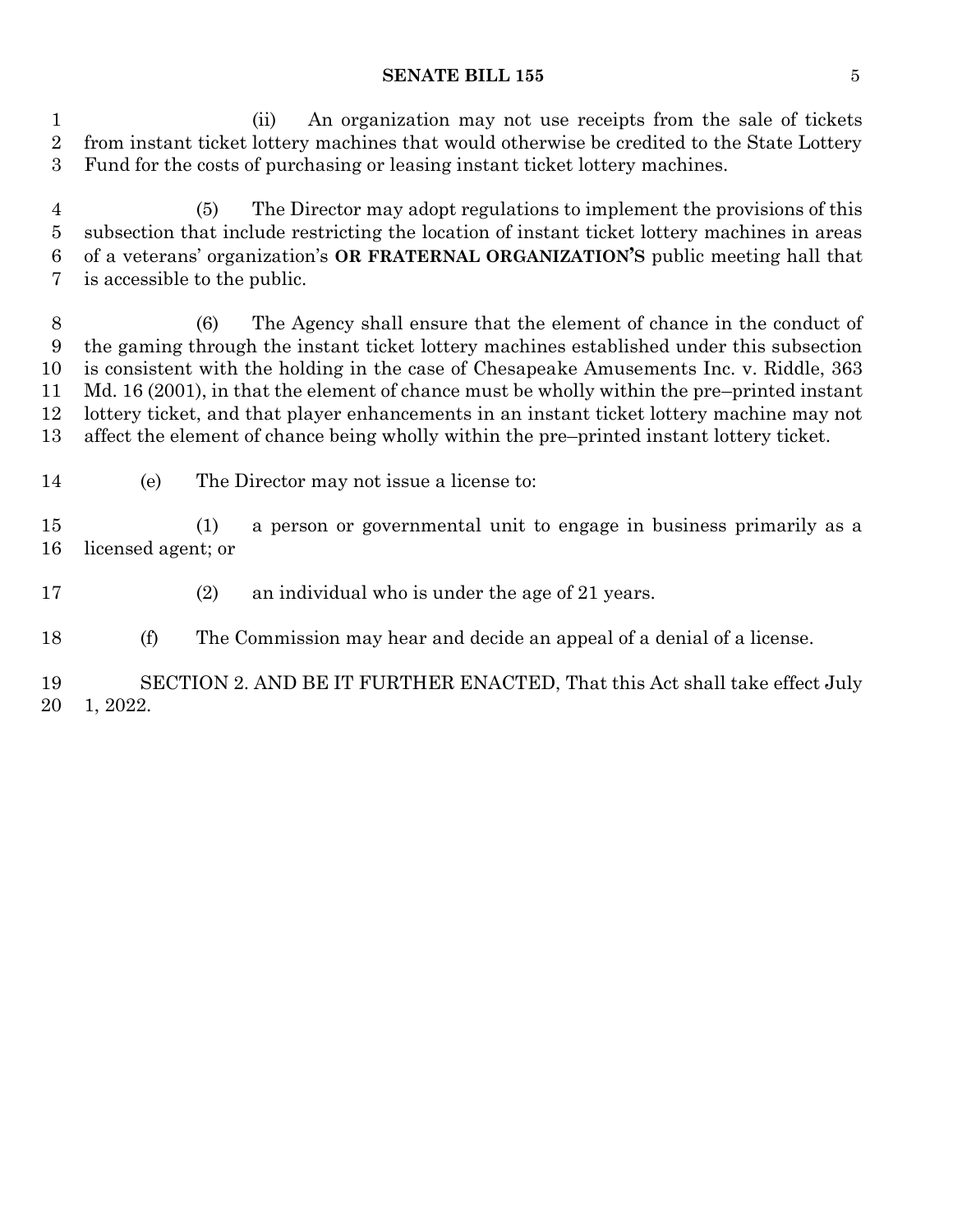(ii) An organization may not use receipts from the sale of tickets from instant ticket lottery machines that would otherwise be credited to the State Lottery Fund for the costs of purchasing or leasing instant ticket lottery machines.

(5) The Director may adopt regulations to implement the provisions of this subsection that include restricting the location of instant ticket lottery machines in areas of a veterans' organization's **OR FRATERNAL ORGANIZATION'S** public meeting hall that is accessible to the public.

(6) The Agency shall ensure that the element of chance in the conduct of the gaming through the instant ticket lottery machines established under this subsection is consistent with the holding in the case of Chesapeake Amusements Inc. v. Riddle, 363 Md. 16 (2001), in that the element of chance must be wholly within the pre–printed instant lottery ticket, and that player enhancements in an instant ticket lottery machine may not affect the element of chance being wholly within the pre–printed instant lottery ticket.

(e) The Director may not issue a license to:

(1) a person or governmental unit to engage in business primarily as a licensed agent; or

(2) an individual who is under the age of 21 years.

(f) The Commission may hear and decide an appeal of a denial of a license.

SECTION 2. AND BE IT FURTHER ENACTED, That this Act shall take effect July 1, 2022.